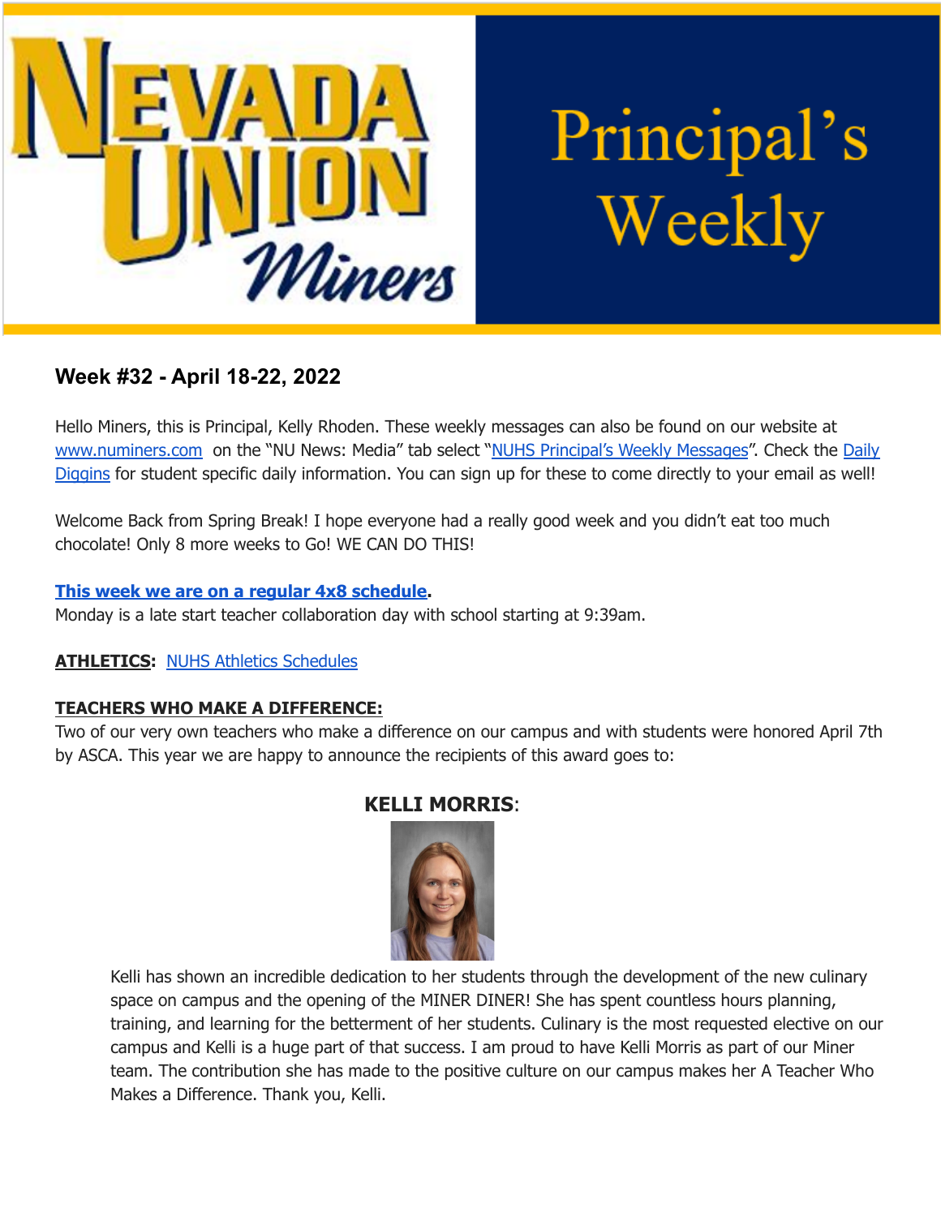# Nevada Union Miners Principal's Weekly

## Week #32 - April 18-22, 2022

Hello Miners, this is Principal, Kelly Rhoden. These weekly messages can also be found on our website at [www.numiners.com](www.numiners.com) on the "NU News: Media" tab select "NUHS Principal's Weekly Messages". Check the Daily Diggins for student specific daily information. You can sign up for these to come directly to your email as well!

Welcome Back from Spring Break! I hope everyone had a really good week and you didn't eat too much chocolate! Only 8 more weeks to Go! WE CAN DO THIS!

**This week we are on a regular 4x8 schedule.**
Monday is a late start teacher collaboration day with school starting at 9:39am.

**ATHLETICS:** NUHS Athletics Schedules

**TEACHERS WHO MAKE A DIFFERENCE:**
Two of our very own teachers who make a difference on our campus and with students were honored April 7th by ASCA. This year we are happy to announce the recipients of this award goes to:

### KELLI MORRIS:

Kelli has shown an incredible dedication to her students through the development of the new culinary space on campus and the opening of the MINER DINER! She has spent countless hours planning, training, and learning for the betterment of her students. Culinary is the most requested elective on our campus and Kelli is a huge part of that success. I am proud to have Kelli Morris as part of our Miner team. The contribution she has made to the positive culture on our campus makes her A Teacher Who Makes a Difference. Thank you, Kelli.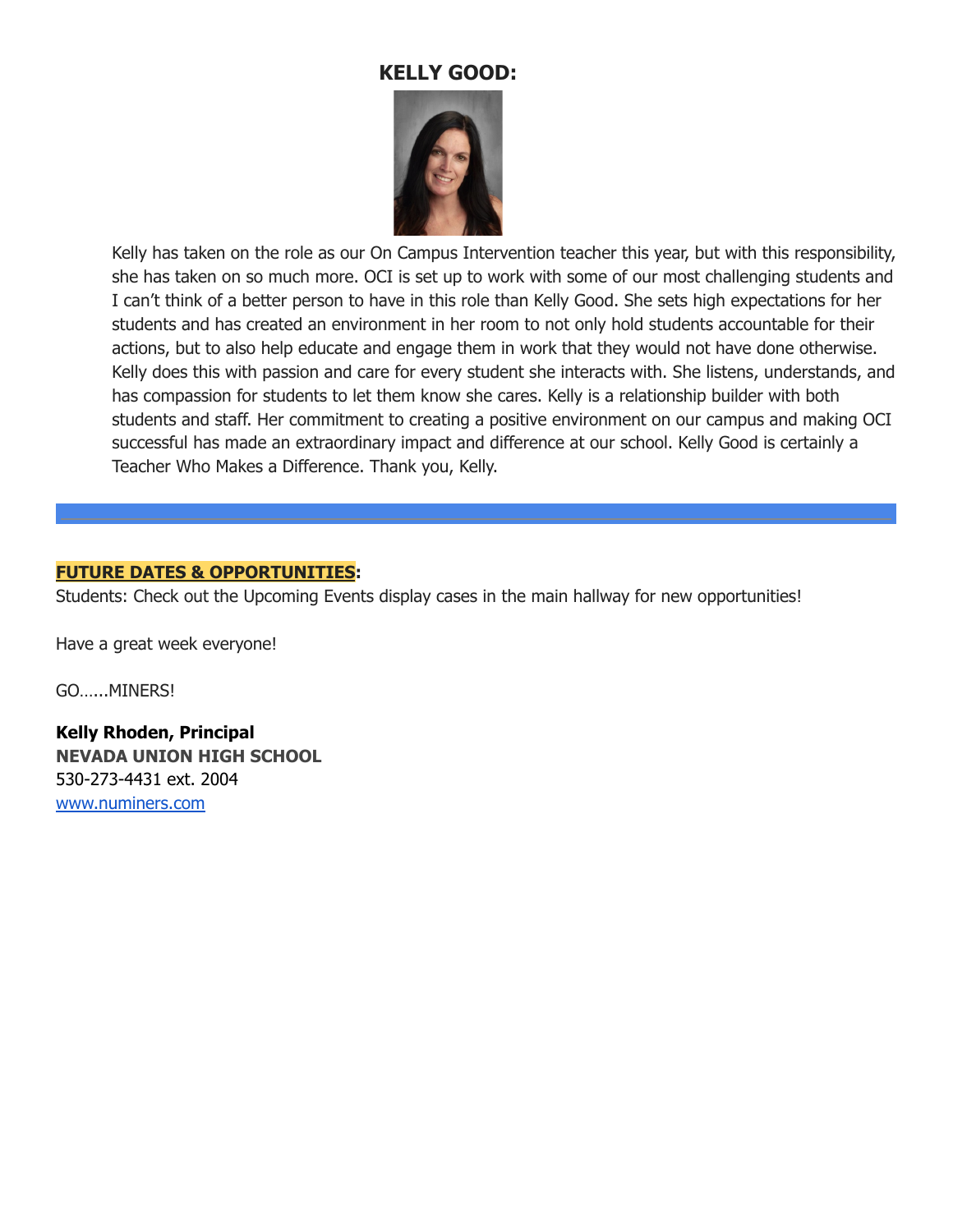## KELLY GOOD:

Kelly has taken on the role as our On Campus Intervention teacher this year, but with this responsibility, she has taken on so much more. OCI is set up to work with some of our most challenging students and I can't think of a better person to have in this role than Kelly Good. She sets high expectations for her students and has created an environment in her room to not only hold students accountable for their actions, but to also help educate and engage them in work that they would not have done otherwise. Kelly does this with passion and care for every student she interacts with. She listens, understands, and has compassion for students to let them know she cares. Kelly is a relationship builder with both students and staff. Her commitment to creating a positive environment on our campus and making OCI successful has made an extraordinary impact and difference at our school. Kelly Good is certainly a Teacher Who Makes a Difference. Thank you, Kelly.

---

**FUTURE DATES & OPPORTUNITIES:**

Students: Check out the Upcoming Events display cases in the main hallway for new opportunities!

Have a great week everyone!

GO…...MINERS!

**Kelly Rhoden, Principal**
**NEVADA UNION HIGH SCHOOL**
530-273-4431 ext. 2004
www.numiners.com